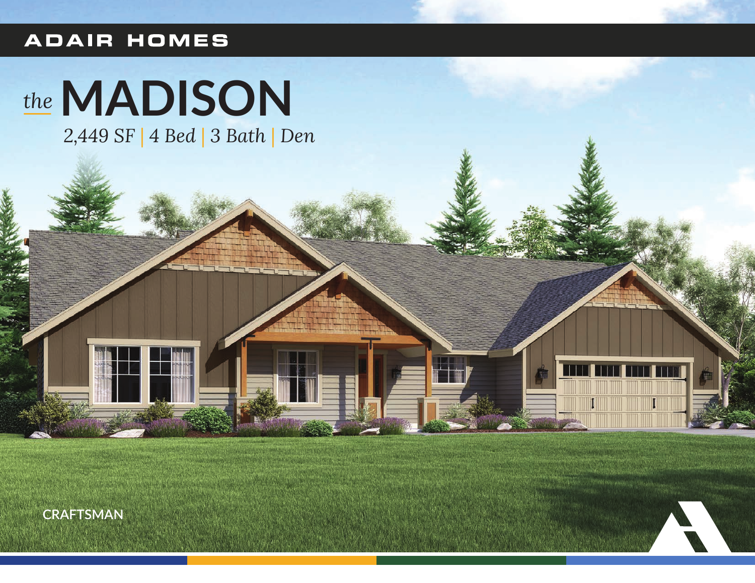ADAIR HOMES

# *the* MADISON

*2,449 SF | 4 Bed | 3 Bath | Den*

CRAFTSMAN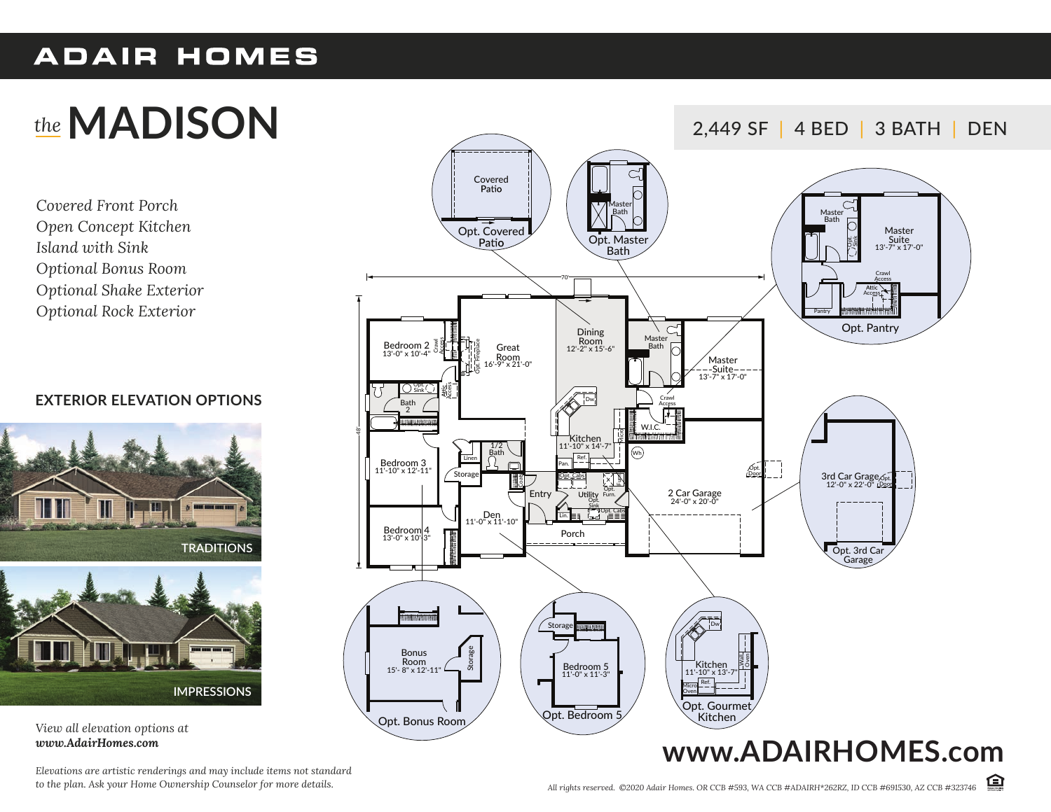ADAIR HOMES

# *the* MADISON

2,449 SF | 4 BED | 3 BATH | DEN

*Covered Front Porch*
*Open Concept Kitchen*
*Island with Sink*
*Optional Bonus Room*
*Optional Shake Exterior*
*Optional Rock Exterior*

## EXTERIOR ELEVATION OPTIONS

TRADITIONS

IMPRESSIONS

*View all elevation options at*
***www.AdairHomes.com***

*Elevations are artistic renderings and may include items not standard to the plan. Ask your Home Ownership Counselor for more details.*

Covered Patio
Opt. Covered Patio

Master Bath
Opt. Master Bath

Master Bath
Opt. Sink
Master Suite 13'-7" x 17'-0"
Crawl Access
Attic Access
Pantry
Opt. Pantry

70'
48'

Bedroom 2 13'-0" x 10'-4"
Crawl Access
Opt. Fireplace
Great Room 16'-9" x 21'-0"
Dining Room 12'-2" x 15'-6"
Master Bath
Master Suite 13'-7" x 17'-0"
Opt. Sink
Bath 2
Attic Access
Dw
Crawl Access
W.I.C.
Micro
Wh
Kitchen 11'-10" x 14'-7"
1/2 Bath
Linen
Ref.
Pan.
Bedroom 3 11'-10" x 12'-11"
Storage
Opt. Cabs
Opt. Door
Entry
Utility
Opt. Furn.
Opt. Sink
2 Car Garage 24'-0" x 20'-0"
Den 11'-0" x 11'-10"
Lin.
Opt. Cabs
Bedroom 4 13'-0" x 10'-3"
Porch

3rd Car Grage 12'-0" x 22'-0"
Opt. Door
Opt. 3rd Car Garage

Bonus Room 15'- 8" x 12'-11"
Storage
Opt. Bonus Room

Storage
Bedroom 5 11'-0" x 11'-3"
Opt. Bedroom 5

Dw
Kitchen 11'-10" x 13'-7"
Wall Oven
Ref.
Micro Oven
Opt. Gourmet Kitchen

**www.ADAIRHOMES.com**

*All rights reserved. ©2020 Adair Homes. OR CCB #593, WA CCB #ADAIRH*262RZ, ID CCB #691530, AZ CCB #323746*